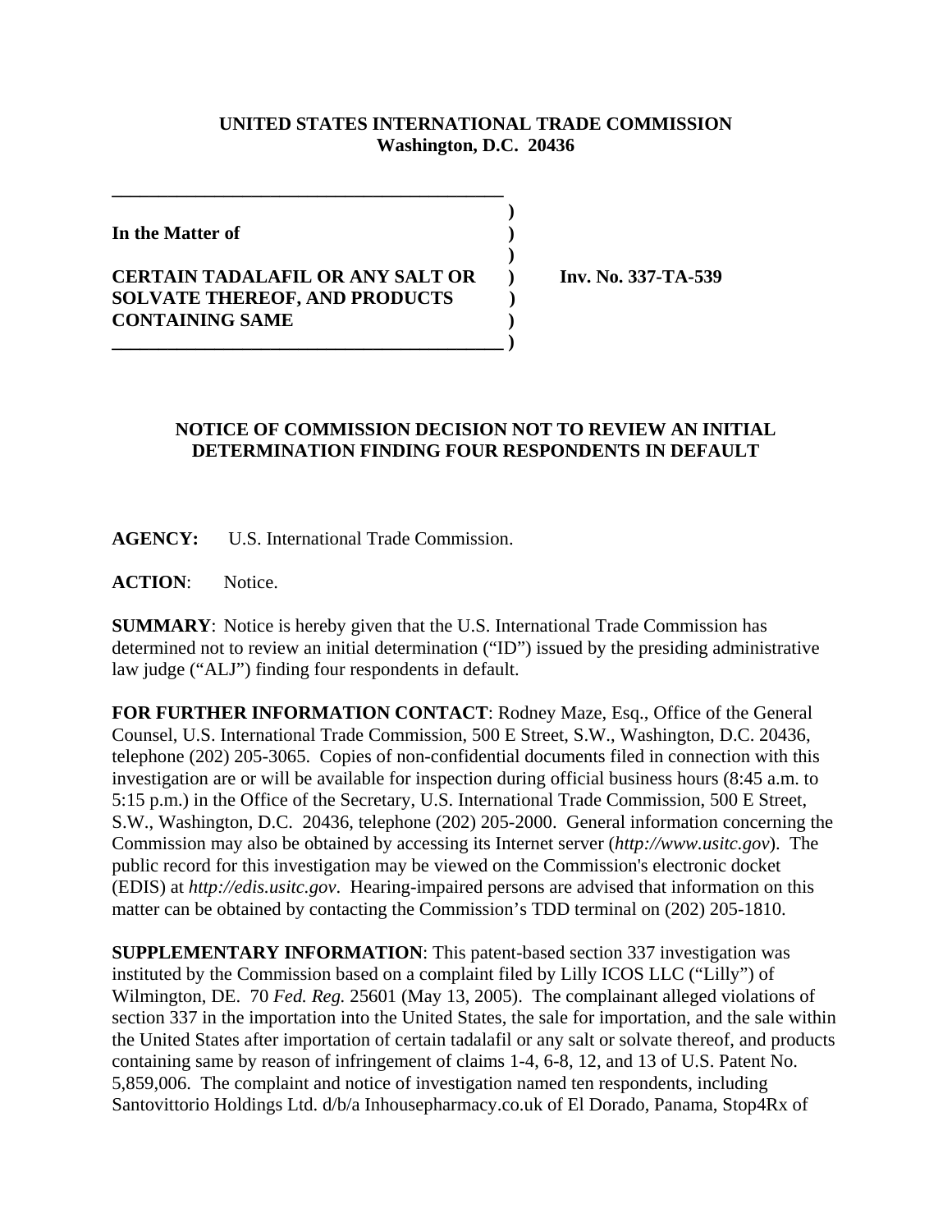**UNITED STATES INTERNATIONAL TRADE COMMISSION**
**Washington, D.C. 20436**

In the Matter of

**CERTAIN TADALAFIL OR ANY SALT OR SOLVATE THEREOF, AND PRODUCTS CONTAINING SAME**

**Inv. No. 337-TA-539**

## NOTICE OF COMMISSION DECISION NOT TO REVIEW AN INITIAL DETERMINATION FINDING FOUR RESPONDENTS IN DEFAULT

**AGENCY:** U.S. International Trade Commission.

**ACTION**: Notice.

**SUMMARY**: Notice is hereby given that the U.S. International Trade Commission has determined not to review an initial determination ("ID") issued by the presiding administrative law judge ("ALJ") finding four respondents in default.

**FOR FURTHER INFORMATION CONTACT**: Rodney Maze, Esq., Office of the General Counsel, U.S. International Trade Commission, 500 E Street, S.W., Washington, D.C. 20436, telephone (202) 205-3065. Copies of non-confidential documents filed in connection with this investigation are or will be available for inspection during official business hours (8:45 a.m. to 5:15 p.m.) in the Office of the Secretary, U.S. International Trade Commission, 500 E Street, S.W., Washington, D.C. 20436, telephone (202) 205-2000. General information concerning the Commission may also be obtained by accessing its Internet server (*http://www.usitc.gov*). The public record for this investigation may be viewed on the Commission's electronic docket (EDIS) at *http://edis.usitc.gov*. Hearing-impaired persons are advised that information on this matter can be obtained by contacting the Commission's TDD terminal on (202) 205-1810.

**SUPPLEMENTARY INFORMATION**: This patent-based section 337 investigation was instituted by the Commission based on a complaint filed by Lilly ICOS LLC ("Lilly") of Wilmington, DE. 70 *Fed. Reg.* 25601 (May 13, 2005). The complainant alleged violations of section 337 in the importation into the United States, the sale for importation, and the sale within the United States after importation of certain tadalafil or any salt or solvate thereof, and products containing same by reason of infringement of claims 1-4, 6-8, 12, and 13 of U.S. Patent No. 5,859,006. The complaint and notice of investigation named ten respondents, including Santovittorio Holdings Ltd. d/b/a Inhousepharmacy.co.uk of El Dorado, Panama, Stop4Rx of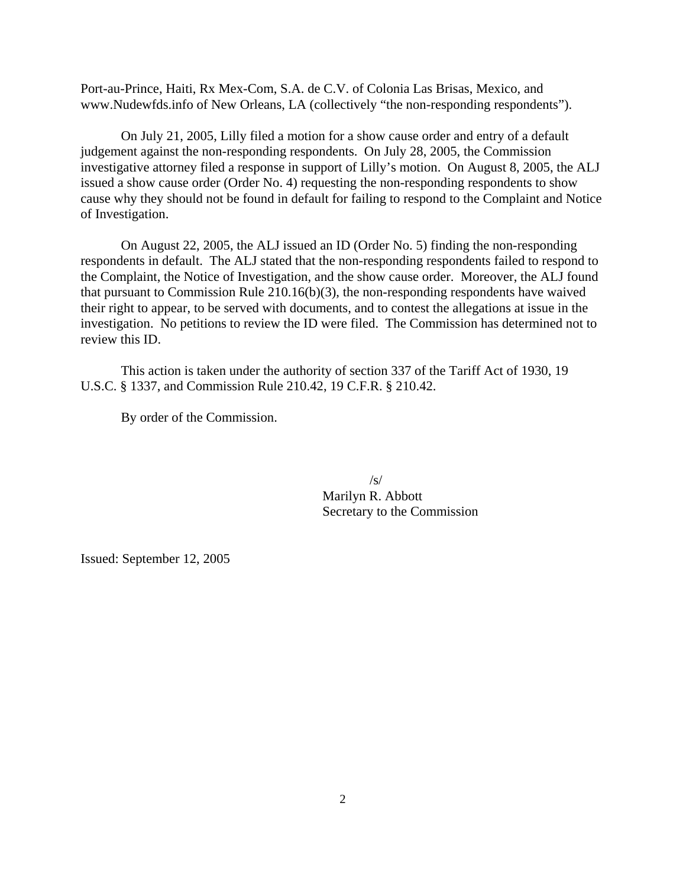Port-au-Prince, Haiti, Rx Mex-Com, S.A. de C.V. of Colonia Las Brisas, Mexico, and www.Nudewfds.info of New Orleans, LA (collectively "the non-responding respondents").

On July 21, 2005, Lilly filed a motion for a show cause order and entry of a default judgement against the non-responding respondents. On July 28, 2005, the Commission investigative attorney filed a response in support of Lilly's motion. On August 8, 2005, the ALJ issued a show cause order (Order No. 4) requesting the non-responding respondents to show cause why they should not be found in default for failing to respond to the Complaint and Notice of Investigation.

On August 22, 2005, the ALJ issued an ID (Order No. 5) finding the non-responding respondents in default. The ALJ stated that the non-responding respondents failed to respond to the Complaint, the Notice of Investigation, and the show cause order. Moreover, the ALJ found that pursuant to Commission Rule 210.16(b)(3), the non-responding respondents have waived their right to appear, to be served with documents, and to contest the allegations at issue in the investigation. No petitions to review the ID were filed. The Commission has determined not to review this ID.

This action is taken under the authority of section 337 of the Tariff Act of 1930, 19 U.S.C. § 1337, and Commission Rule 210.42, 19 C.F.R. § 210.42.

By order of the Commission.

/s/
Marilyn R. Abbott
Secretary to the Commission

Issued: September 12, 2005